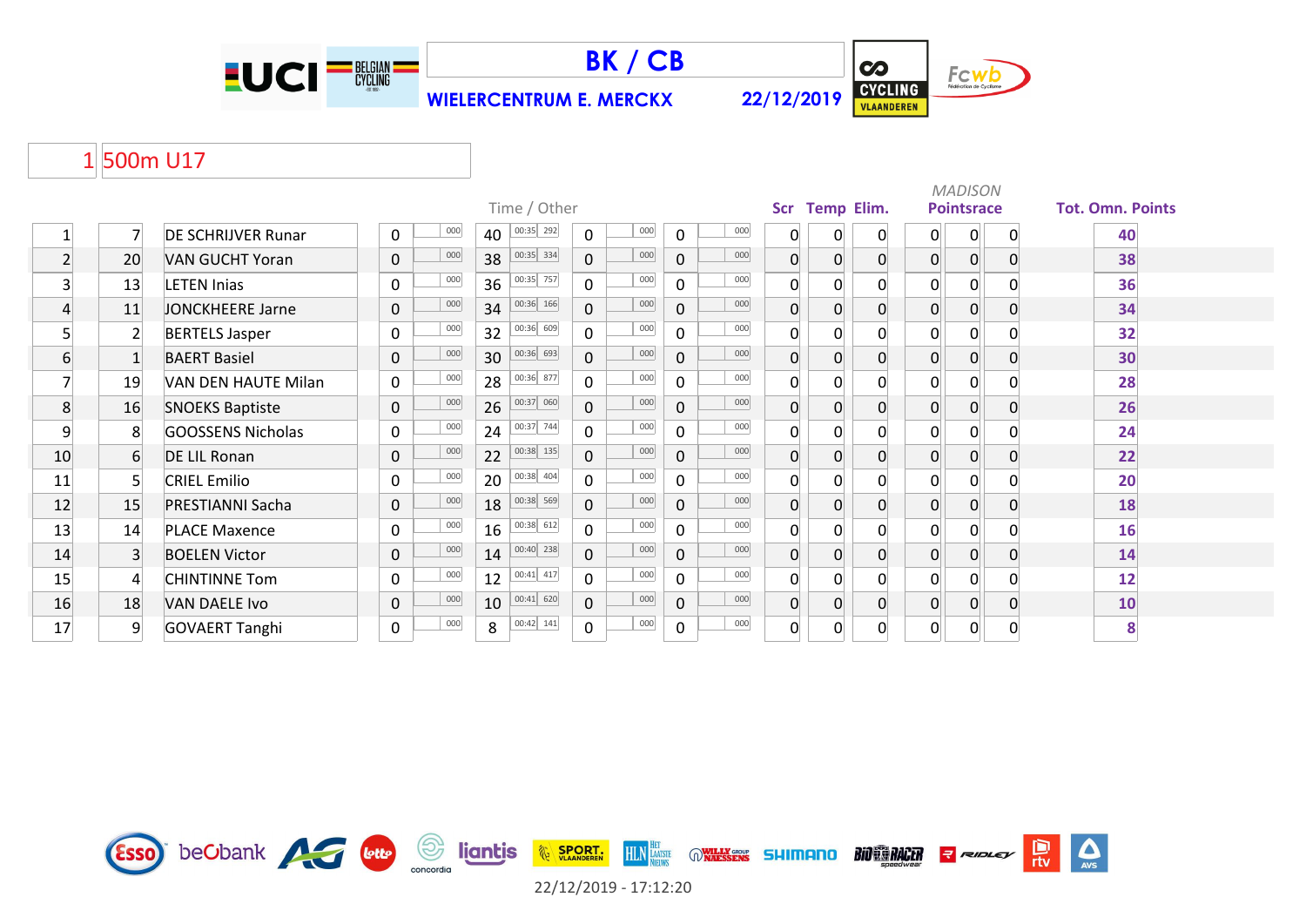# BK / CB

**WIELERCENTRUM E. MERCKX** **22/12/2019**

## 1 500m U17

| | | | Time / Other | | | | | | | | Scr | Temp | Elim. | MADISON Pointsrace | | | Tot. Omn. Points |
|---|---|---|---|---|---|---|---|---|---|---|---|---|---|---|---|---|---|
| 1 | 7 | DE SCHRIJVER Runar | 0 | 000 | 40 | 00:35 292 | 0 | 000 | 0 | 000 | 0 | 0 | 0 | 0 | 0 | 0 | 40 |
| 2 | 20 | VAN GUCHT Yoran | 0 | 000 | 38 | 00:35 334 | 0 | 000 | 0 | 000 | 0 | 0 | 0 | 0 | 0 | 0 | 38 |
| 3 | 13 | LETEN Inias | 0 | 000 | 36 | 00:35 757 | 0 | 000 | 0 | 000 | 0 | 0 | 0 | 0 | 0 | 0 | 36 |
| 4 | 11 | JONCKHEERE Jarne | 0 | 000 | 34 | 00:36 166 | 0 | 000 | 0 | 000 | 0 | 0 | 0 | 0 | 0 | 0 | 34 |
| 5 | 2 | BERTELS Jasper | 0 | 000 | 32 | 00:36 609 | 0 | 000 | 0 | 000 | 0 | 0 | 0 | 0 | 0 | 0 | 32 |
| 6 | 1 | BAERT Basiel | 0 | 000 | 30 | 00:36 693 | 0 | 000 | 0 | 000 | 0 | 0 | 0 | 0 | 0 | 0 | 30 |
| 7 | 19 | VAN DEN HAUTE Milan | 0 | 000 | 28 | 00:36 877 | 0 | 000 | 0 | 000 | 0 | 0 | 0 | 0 | 0 | 0 | 28 |
| 8 | 16 | SNOEKS Baptiste | 0 | 000 | 26 | 00:37 060 | 0 | 000 | 0 | 000 | 0 | 0 | 0 | 0 | 0 | 0 | 26 |
| 9 | 8 | GOOSSENS Nicholas | 0 | 000 | 24 | 00:37 744 | 0 | 000 | 0 | 000 | 0 | 0 | 0 | 0 | 0 | 0 | 24 |
| 10 | 6 | DE LIL Ronan | 0 | 000 | 22 | 00:38 135 | 0 | 000 | 0 | 000 | 0 | 0 | 0 | 0 | 0 | 0 | 22 |
| 11 | 5 | CRIEL Emilio | 0 | 000 | 20 | 00:38 404 | 0 | 000 | 0 | 000 | 0 | 0 | 0 | 0 | 0 | 0 | 20 |
| 12 | 15 | PRESTIANNI Sacha | 0 | 000 | 18 | 00:38 569 | 0 | 000 | 0 | 000 | 0 | 0 | 0 | 0 | 0 | 0 | 18 |
| 13 | 14 | PLACE Maxence | 0 | 000 | 16 | 00:38 612 | 0 | 000 | 0 | 000 | 0 | 0 | 0 | 0 | 0 | 0 | 16 |
| 14 | 3 | BOELEN Victor | 0 | 000 | 14 | 00:40 238 | 0 | 000 | 0 | 000 | 0 | 0 | 0 | 0 | 0 | 0 | 14 |
| 15 | 4 | CHINTINNE Tom | 0 | 000 | 12 | 00:41 417 | 0 | 000 | 0 | 000 | 0 | 0 | 0 | 0 | 0 | 0 | 12 |
| 16 | 18 | VAN DAELE Ivo | 0 | 000 | 10 | 00:41 620 | 0 | 000 | 0 | 000 | 0 | 0 | 0 | 0 | 0 | 0 | 10 |
| 17 | 9 | GOVAERT Tanghi | 0 | 000 | 8 | 00:42 141 | 0 | 000 | 0 | 000 | 0 | 0 | 0 | 0 | 0 | 0 | 8 |

22/12/2019 - 17:12:20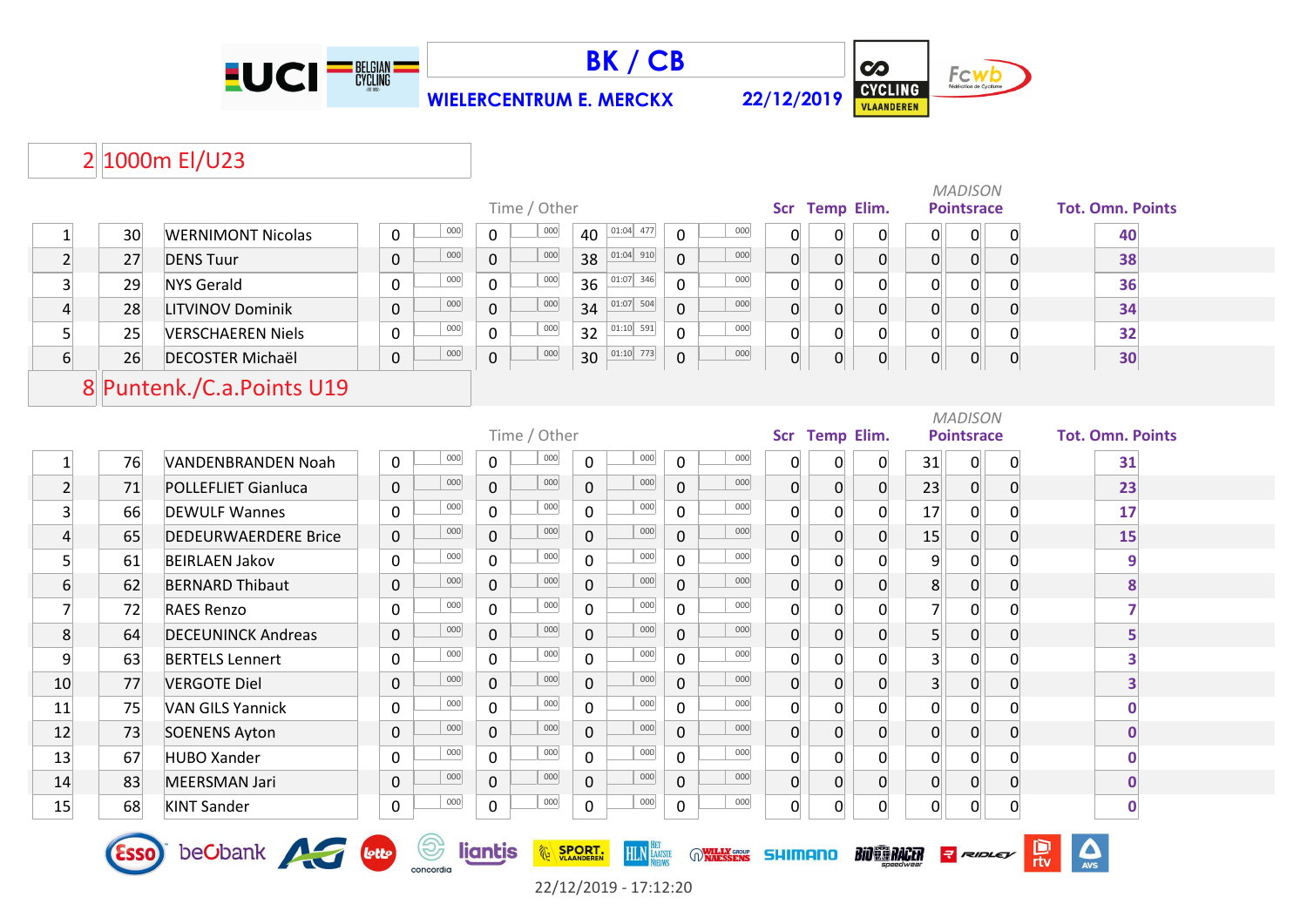# BK / CB

**WIELERCENTRUM E. MERCKX** 22/12/2019

## 2 1000m El/U23

| | | | Time / Other | | | | | | | | Scr | Temp | Elim. | MADISON Pointsrace | | | Tot. Omn. Points |
|---|---|---|---|---|---|---|---|---|---|---|---|---|---|---|---|---|---|
| 1 | 30 | WERNIMONT Nicolas | 0 | 000 | 0 | 000 | 40 | 01:04 477 | 0 | 000 | 0 | 0 | 0 | 0 | 0 | 0 | 40 |
| 2 | 27 | DENS Tuur | 0 | 000 | 0 | 000 | 38 | 01:04 910 | 0 | 000 | 0 | 0 | 0 | 0 | 0 | 0 | 38 |
| 3 | 29 | NYS Gerald | 0 | 000 | 0 | 000 | 36 | 01:07 346 | 0 | 000 | 0 | 0 | 0 | 0 | 0 | 0 | 36 |
| 4 | 28 | LITVINOV Dominik | 0 | 000 | 0 | 000 | 34 | 01:07 504 | 0 | 000 | 0 | 0 | 0 | 0 | 0 | 0 | 34 |
| 5 | 25 | VERSCHAEREN Niels | 0 | 000 | 0 | 000 | 32 | 01:10 591 | 0 | 000 | 0 | 0 | 0 | 0 | 0 | 0 | 32 |
| 6 | 26 | DECOSTER Michaël | 0 | 000 | 0 | 000 | 30 | 01:10 773 | 0 | 000 | 0 | 0 | 0 | 0 | 0 | 0 | 30 |

## 8 Puntenk./C.a.Points U19

| | | | Time / Other | | | | | | | | Scr | Temp | Elim. | MADISON Pointsrace | | | Tot. Omn. Points |
|---|---|---|---|---|---|---|---|---|---|---|---|---|---|---|---|---|---|
| 1 | 76 | VANDENBRANDEN Noah | 0 | 000 | 0 | 000 | 0 | 000 | 0 | 000 | 0 | 0 | 0 | 31 | 0 | 0 | 31 |
| 2 | 71 | POLLEFLIET Gianluca | 0 | 000 | 0 | 000 | 0 | 000 | 0 | 000 | 0 | 0 | 0 | 23 | 0 | 0 | 23 |
| 3 | 66 | DEWULF Wannes | 0 | 000 | 0 | 000 | 0 | 000 | 0 | 000 | 0 | 0 | 0 | 17 | 0 | 0 | 17 |
| 4 | 65 | DEDEURWAERDERE Brice | 0 | 000 | 0 | 000 | 0 | 000 | 0 | 000 | 0 | 0 | 0 | 15 | 0 | 0 | 15 |
| 5 | 61 | BEIRLAEN Jakov | 0 | 000 | 0 | 000 | 0 | 000 | 0 | 000 | 0 | 0 | 0 | 9 | 0 | 0 | 9 |
| 6 | 62 | BERNARD Thibaut | 0 | 000 | 0 | 000 | 0 | 000 | 0 | 000 | 0 | 0 | 0 | 8 | 0 | 0 | 8 |
| 7 | 72 | RAES Renzo | 0 | 000 | 0 | 000 | 0 | 000 | 0 | 000 | 0 | 0 | 0 | 7 | 0 | 0 | 7 |
| 8 | 64 | DECEUNINCK Andreas | 0 | 000 | 0 | 000 | 0 | 000 | 0 | 000 | 0 | 0 | 0 | 5 | 0 | 0 | 5 |
| 9 | 63 | BERTELS Lennert | 0 | 000 | 0 | 000 | 0 | 000 | 0 | 000 | 0 | 0 | 0 | 3 | 0 | 0 | 3 |
| 10 | 77 | VERGOTE Diel | 0 | 000 | 0 | 000 | 0 | 000 | 0 | 000 | 0 | 0 | 0 | 3 | 0 | 0 | 3 |
| 11 | 75 | VAN GILS Yannick | 0 | 000 | 0 | 000 | 0 | 000 | 0 | 000 | 0 | 0 | 0 | 0 | 0 | 0 | 0 |
| 12 | 73 | SOENENS Ayton | 0 | 000 | 0 | 000 | 0 | 000 | 0 | 000 | 0 | 0 | 0 | 0 | 0 | 0 | 0 |
| 13 | 67 | HUBO Xander | 0 | 000 | 0 | 000 | 0 | 000 | 0 | 000 | 0 | 0 | 0 | 0 | 0 | 0 | 0 |
| 14 | 83 | MEERSMAN Jari | 0 | 000 | 0 | 000 | 0 | 000 | 0 | 000 | 0 | 0 | 0 | 0 | 0 | 0 | 0 |
| 15 | 68 | KINT Sander | 0 | 000 | 0 | 000 | 0 | 000 | 0 | 000 | 0 | 0 | 0 | 0 | 0 | 0 | 0 |

22/12/2019 - 17:12:20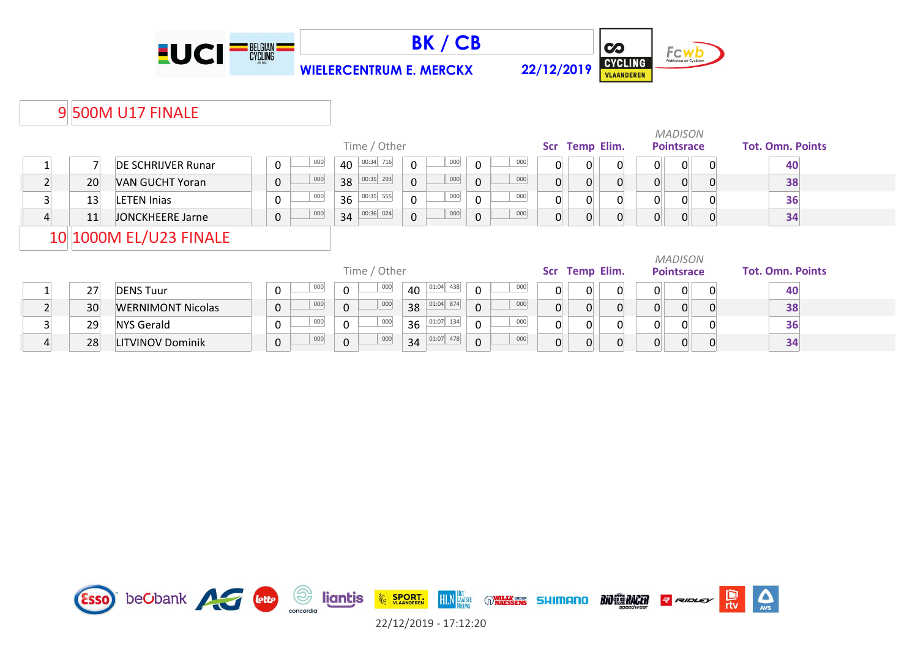# BK / CB

**WIELERCENTRUM E. MERCKX** **22/12/2019**

## 9 500M U17 FINALE

| | | | Time / Other | | | | | | | | Scr | Temp | Elim. | MADISON Pointsrace | | | Tot. Omn. Points |
|---|---|---|---|---|---|---|---|---|---|---|---|---|---|---|---|---|---|
| 1 | 7 | DE SCHRIJVER Runar | 0 | 000 | 40 | 00:34 716 | 0 | 000 | 0 | 000 | 0 | 0 | 0 | 0 | 0 | 0 | **40** |
| 2 | 20 | VAN GUCHT Yoran | 0 | 000 | 38 | 00:35 293 | 0 | 000 | 0 | 000 | 0 | 0 | 0 | 0 | 0 | 0 | **38** |
| 3 | 13 | LETEN Inias | 0 | 000 | 36 | 00:35 555 | 0 | 000 | 0 | 000 | 0 | 0 | 0 | 0 | 0 | 0 | **36** |
| 4 | 11 | JONCKHEERE Jarne | 0 | 000 | 34 | 00:36 024 | 0 | 000 | 0 | 000 | 0 | 0 | 0 | 0 | 0 | 0 | **34** |

## 10 1000M EL/U23 FINALE

| | | | Time / Other | | | | | | | | Scr | Temp | Elim. | MADISON Pointsrace | | | Tot. Omn. Points |
|---|---|---|---|---|---|---|---|---|---|---|---|---|---|---|---|---|---|
| 1 | 27 | DENS Tuur | 0 | 000 | 0 | 000 | 40 | 01:04 438 | 0 | 000 | 0 | 0 | 0 | 0 | 0 | 0 | **40** |
| 2 | 30 | WERNIMONT Nicolas | 0 | 000 | 0 | 000 | 38 | 01:04 874 | 0 | 000 | 0 | 0 | 0 | 0 | 0 | 0 | **38** |
| 3 | 29 | NYS Gerald | 0 | 000 | 0 | 000 | 36 | 01:07 134 | 0 | 000 | 0 | 0 | 0 | 0 | 0 | 0 | **36** |
| 4 | 28 | LITVINOV Dominik | 0 | 000 | 0 | 000 | 34 | 01:07 478 | 0 | 000 | 0 | 0 | 0 | 0 | 0 | 0 | **34** |

22/12/2019 - 17:12:20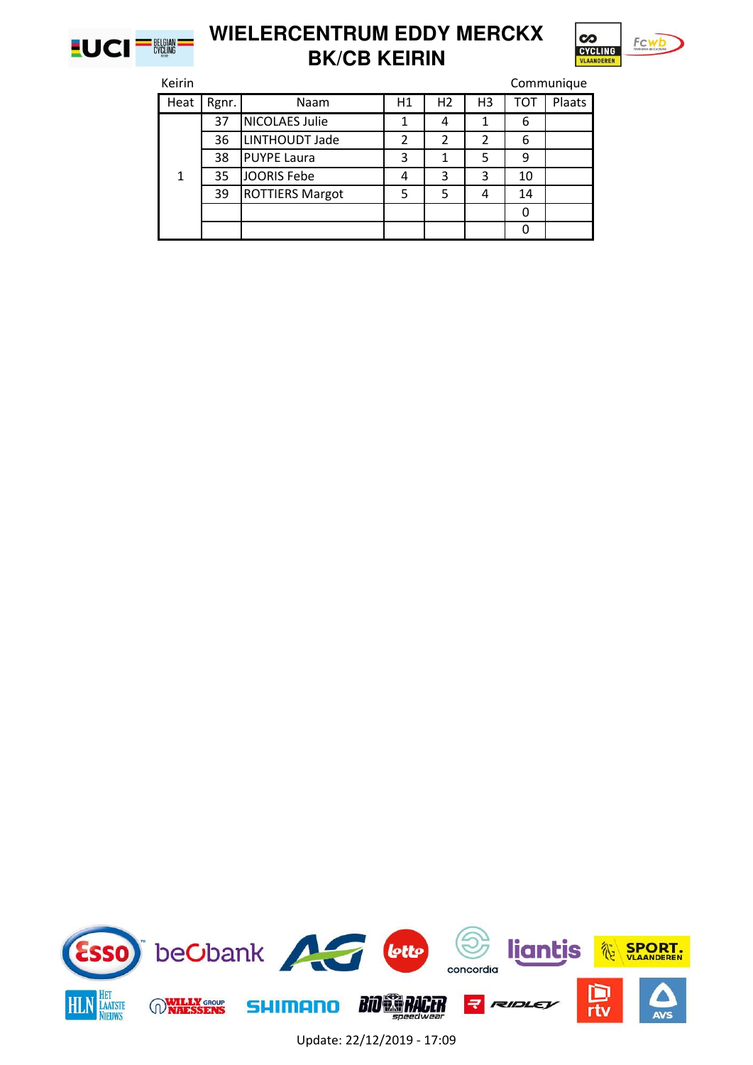# WIELERCENTRUM EDDY MERCKX
## BK/CB KEIRIN

Keirin — Communique

| Heat | Rgnr. | Naam | H1 | H2 | H3 | TOT | Plaats |
|---|---|---|---|---|---|---|---|
| 1 | 37 | NICOLAES Julie | 1 | 4 | 1 | 6 | |
| | 36 | LINTHOUDT Jade | 2 | 2 | 2 | 6 | |
| | 38 | PUYPE Laura | 3 | 1 | 5 | 9 | |
| | 35 | JOORIS Febe | 4 | 3 | 3 | 10 | |
| | 39 | ROTTIERS Margot | 5 | 5 | 4 | 14 | |
| | | | | | | 0 | |
| | | | | | | 0 | |

Update: 22/12/2019 - 17:09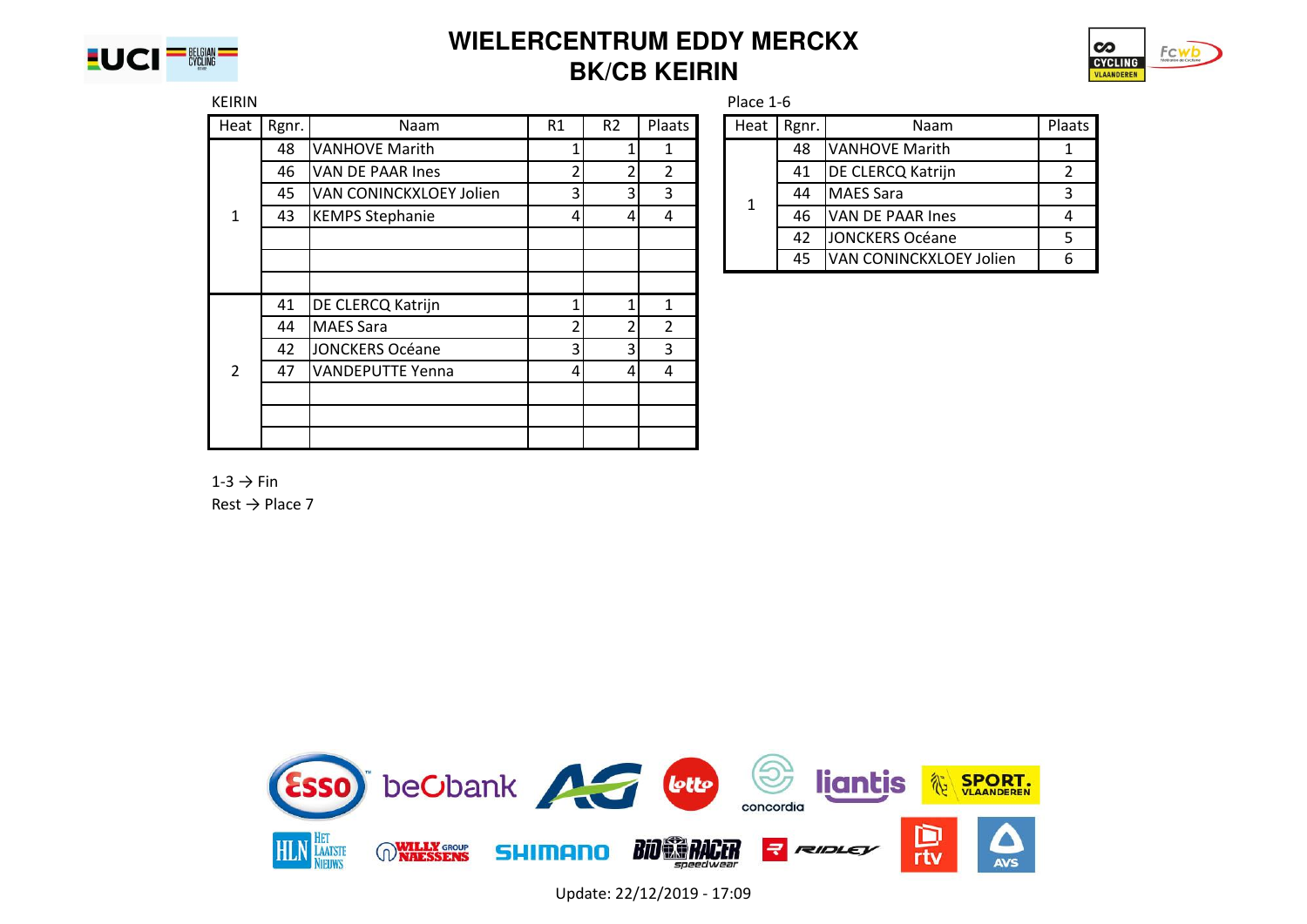# WIELERCENTRUM EDDY MERCKX
## BK/CB KEIRIN

KEIRIN

| Heat | Rgnr. | Naam | R1 | R2 | Plaats |
|---|---|---|---|---|---|
| 1 | 48 | VANHOVE Marith | 1 | 1 | 1 |
| | 46 | VAN DE PAAR Ines | 2 | 2 | 2 |
| | 45 | VAN CONINCKXLOEY Jolien | 3 | 3 | 3 |
| | 43 | KEMPS Stephanie | 4 | 4 | 4 |
| | | | | | |
| | | | | | |
| | | | | | |
| 2 | 41 | DE CLERCQ Katrijn | 1 | 1 | 1 |
| | 44 | MAES Sara | 2 | 2 | 2 |
| | 42 | JONCKERS Océane | 3 | 3 | 3 |
| | 47 | VANDEPUTTE Yenna | 4 | 4 | 4 |
| | | | | | |
| | | | | | |
| | | | | | |

1-3 → Fin

Rest → Place 7

Place 1-6

| Heat | Rgnr. | Naam | Plaats |
|---|---|---|---|
| 1 | 48 | VANHOVE Marith | 1 |
| | 41 | DE CLERCQ Katrijn | 2 |
| | 44 | MAES Sara | 3 |
| | 46 | VAN DE PAAR Ines | 4 |
| | 42 | JONCKERS Océane | 5 |
| | 45 | VAN CONINCKXLOEY Jolien | 6 |

Update: 22/12/2019 - 17:09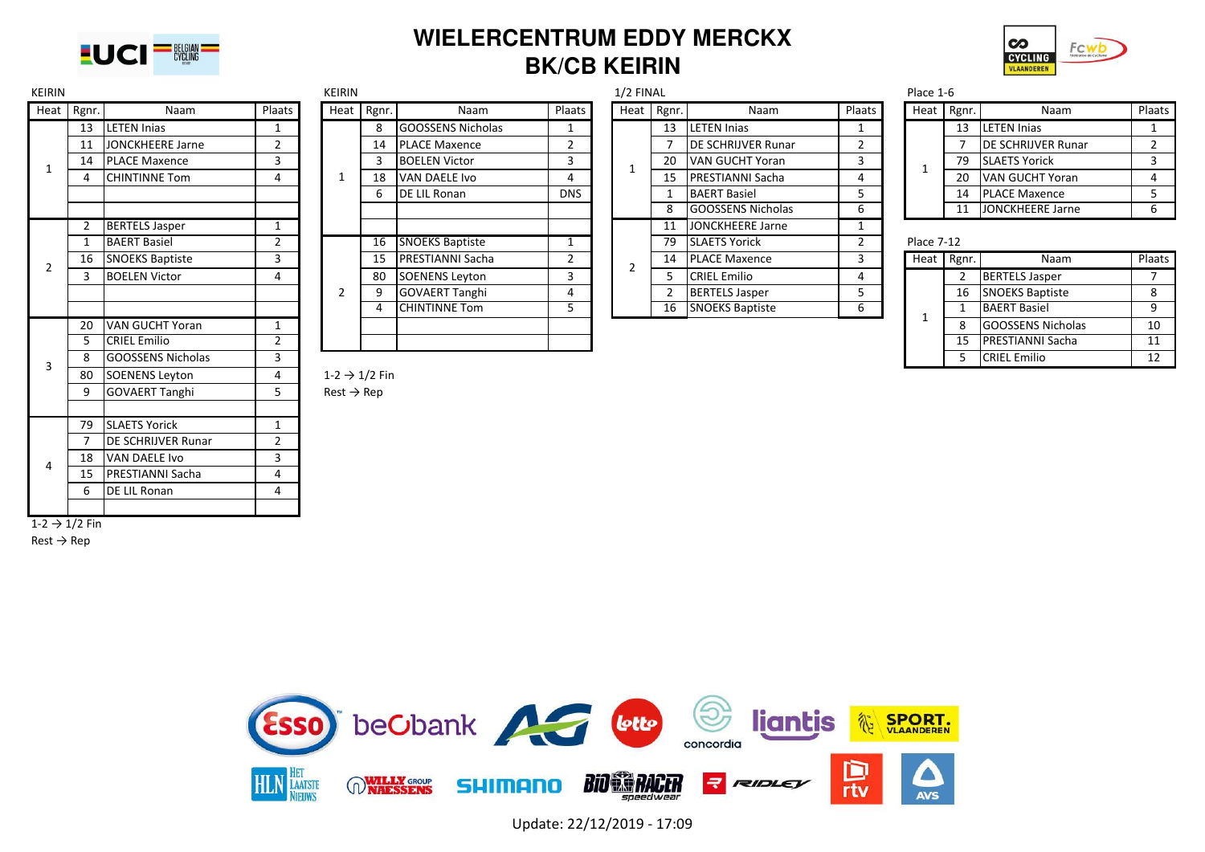# WIELERCENTRUM EDDY MERCKX
# BK/CB KEIRIN

KEIRIN

| Heat | Rgnr. | Naam | Plaats |
|---|---|---|---|
| 1 | 13 | LETEN Inias | 1 |
| | 11 | JONCKHEERE Jarne | 2 |
| | 14 | PLACE Maxence | 3 |
| | 4 | CHINTINNE Tom | 4 |
| | | | |
| | | | |
| 2 | 2 | BERTELS Jasper | 1 |
| | 1 | BAERT Basiel | 2 |
| | 16 | SNOEKS Baptiste | 3 |
| | 3 | BOELEN Victor | 4 |
| | | | |
| | | | |
| 3 | 20 | VAN GUCHT Yoran | 1 |
| | 5 | CRIEL Emilio | 2 |
| | 8 | GOOSSENS Nicholas | 3 |
| | 80 | SOENENS Leyton | 4 |
| | 9 | GOVAERT Tanghi | 5 |
| | | | |
| 4 | 79 | SLAETS Yorick | 1 |
| | 7 | DE SCHRIJVER Runar | 2 |
| | 18 | VAN DAELE Ivo | 3 |
| | 15 | PRESTIANNI Sacha | 4 |
| | 6 | DE LIL Ronan | 4 |
| | | | |

1-2 → 1/2 Fin
Rest → Rep

KEIRIN

| Heat | Rgnr. | Naam | Plaats |
|---|---|---|---|
| 1 | 8 | GOOSSENS Nicholas | 1 |
| | 14 | PLACE Maxence | 2 |
| | 3 | BOELEN Victor | 3 |
| | 18 | VAN DAELE Ivo | 4 |
| | 6 | DE LIL Ronan | DNS |
| | | | |
| 2 | 16 | SNOEKS Baptiste | 1 |
| | 15 | PRESTIANNI Sacha | 2 |
| | 80 | SOENENS Leyton | 3 |
| | 9 | GOVAERT Tanghi | 4 |
| | 4 | CHINTINNE Tom | 5 |
| | | | |
| | | | |

1-2 → 1/2 Fin
Rest → Rep

1/2 FINAL

| Heat | Rgnr. | Naam | Plaats |
|---|---|---|---|
| 1 | 13 | LETEN Inias | 1 |
| | 7 | DE SCHRIJVER Runar | 2 |
| | 20 | VAN GUCHT Yoran | 3 |
| | 15 | PRESTIANNI Sacha | 4 |
| | 1 | BAERT Basiel | 5 |
| | 8 | GOOSSENS Nicholas | 6 |
| 2 | 11 | JONCKHEERE Jarne | 1 |
| | 79 | SLAETS Yorick | 2 |
| | 14 | PLACE Maxence | 3 |
| | 5 | CRIEL Emilio | 4 |
| | 2 | BERTELS Jasper | 5 |
| | 16 | SNOEKS Baptiste | 6 |

Place 1-6

| Heat | Rgnr. | Naam | Plaats |
|---|---|---|---|
| 1 | 13 | LETEN Inias | 1 |
| | 7 | DE SCHRIJVER Runar | 2 |
| | 79 | SLAETS Yorick | 3 |
| | 20 | VAN GUCHT Yoran | 4 |
| | 14 | PLACE Maxence | 5 |
| | 11 | JONCKHEERE Jarne | 6 |

Place 7-12

| Heat | Rgnr. | Naam | Plaats |
|---|---|---|---|
| 1 | 2 | BERTELS Jasper | 7 |
| | 16 | SNOEKS Baptiste | 8 |
| | 1 | BAERT Basiel | 9 |
| | 8 | GOOSSENS Nicholas | 10 |
| | 15 | PRESTIANNI Sacha | 11 |
| | 5 | CRIEL Emilio | 12 |

Update: 22/12/2019 - 17:09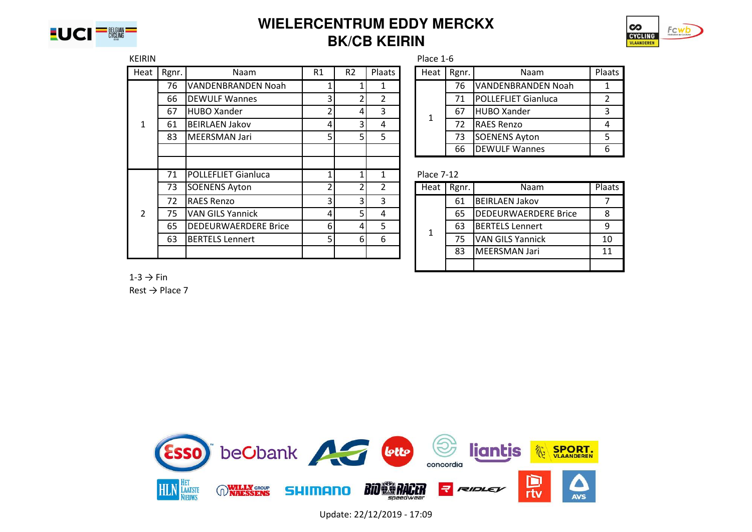# WIELERCENTRUM EDDY MERCKX
## BK/CB KEIRIN

KEIRIN

| Heat | Rgnr. | Naam | R1 | R2 | Plaats |
|---|---|---|---|---|---|
| 1 | 76 | VANDENBRANDEN Noah | 1 | 1 | 1 |
| | 66 | DEWULF Wannes | 3 | 2 | 2 |
| | 67 | HUBO Xander | 2 | 4 | 3 |
| | 61 | BEIRLAEN Jakov | 4 | 3 | 4 |
| | 83 | MEERSMAN Jari | 5 | 5 | 5 |
| | | | | | |
| | | | | | |
| 2 | 71 | POLLEFLIET Gianluca | 1 | 1 | 1 |
| | 73 | SOENENS Ayton | 2 | 2 | 2 |
| | 72 | RAES Renzo | 3 | 3 | 3 |
| | 75 | VAN GILS Yannick | 4 | 5 | 4 |
| | 65 | DEDEURWAERDERE Brice | 6 | 4 | 5 |
| | 63 | BERTELS Lennert | 5 | 6 | 6 |
| | | | | | |

1-3 → Fin
Rest → Place 7

Place 1-6

| Heat | Rgnr. | Naam | Plaats |
|---|---|---|---|
| 1 | 76 | VANDENBRANDEN Noah | 1 |
| | 71 | POLLEFLIET Gianluca | 2 |
| | 67 | HUBO Xander | 3 |
| | 72 | RAES Renzo | 4 |
| | 73 | SOENENS Ayton | 5 |
| | 66 | DEWULF Wannes | 6 |

Place 7-12

| Heat | Rgnr. | Naam | Plaats |
|---|---|---|---|
| 1 | 61 | BEIRLAEN Jakov | 7 |
| | 65 | DEDEURWAERDERE Brice | 8 |
| | 63 | BERTELS Lennert | 9 |
| | 75 | VAN GILS Yannick | 10 |
| | 83 | MEERSMAN Jari | 11 |
| | | | |

Update: 22/12/2019 - 17:09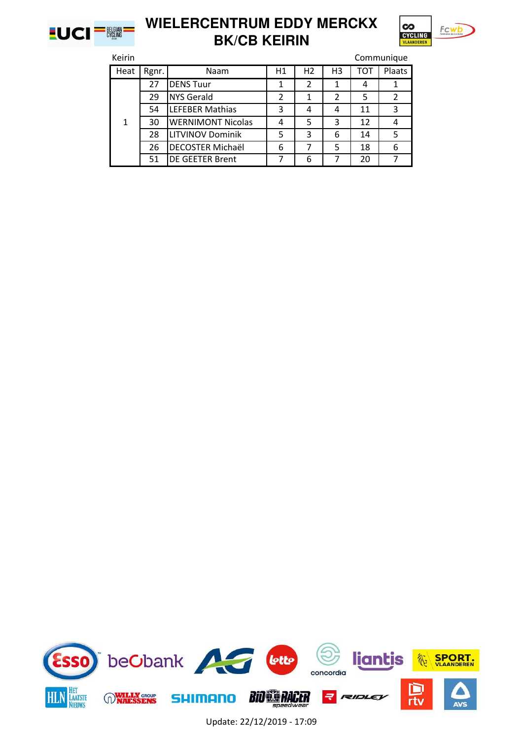# WIELERCENTRUM EDDY MERCKX
# BK/CB KEIRIN

Keirin | Communique

| Heat | Rgnr. | Naam | H1 | H2 | H3 | TOT | Plaats |
|---|---|---|---|---|---|---|---|
| 1 | 27 | DENS Tuur | 1 | 2 | 1 | 4 | 1 |
| | 29 | NYS Gerald | 2 | 1 | 2 | 5 | 2 |
| | 54 | LEFEBER Mathias | 3 | 4 | 4 | 11 | 3 |
| | 30 | WERNIMONT Nicolas | 4 | 5 | 3 | 12 | 4 |
| | 28 | LITVINOV Dominik | 5 | 3 | 6 | 14 | 5 |
| | 26 | DECOSTER Michaël | 6 | 7 | 5 | 18 | 6 |
| | 51 | DE GEETER Brent | 7 | 6 | 7 | 20 | 7 |

Update: 22/12/2019 - 17:09